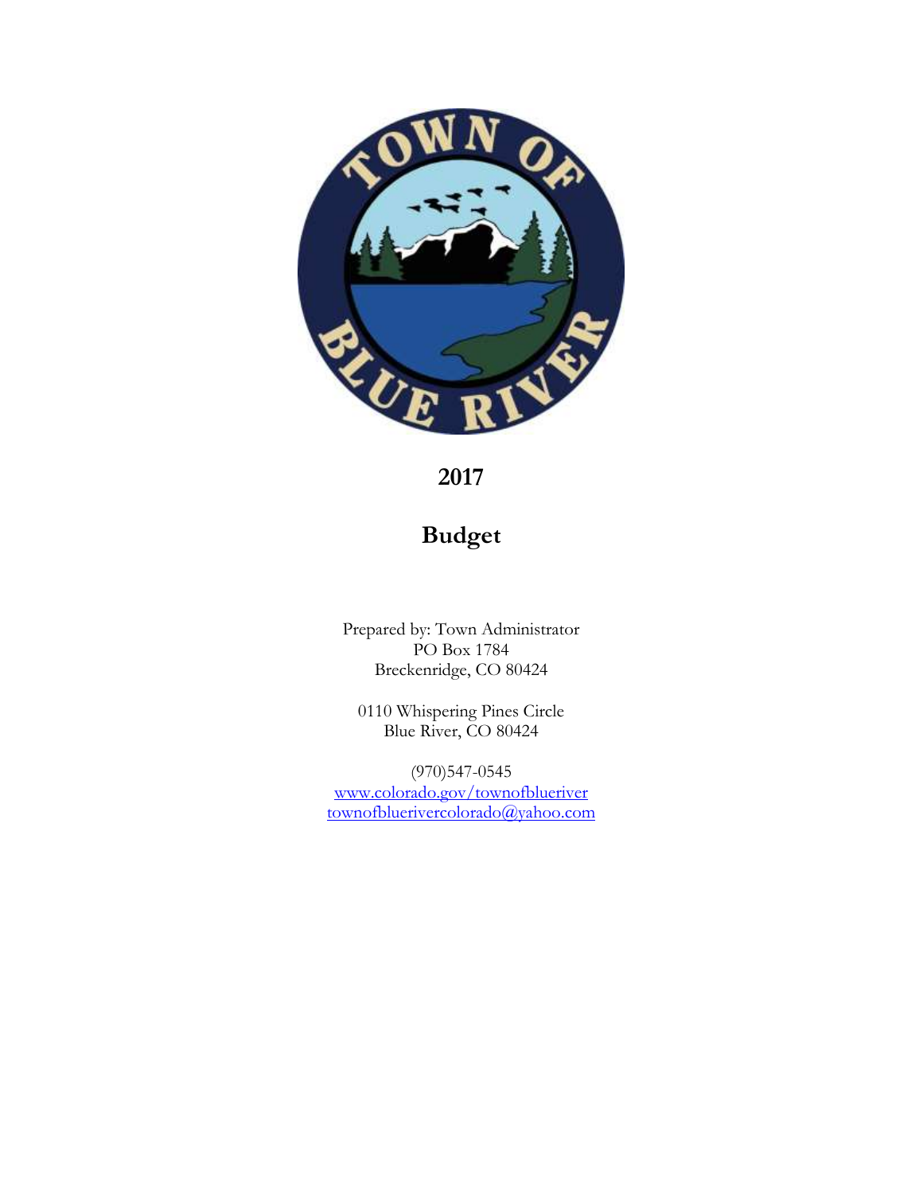# 2017

# Budget

Prepared by: Town Administrator
PO Box 1784
Breckenridge, CO 80424

0110 Whispering Pines Circle
Blue River, CO 80424

(970)547-0545
www.colorado.gov/townofblueriver
townofbluerivercolorado@yahoo.com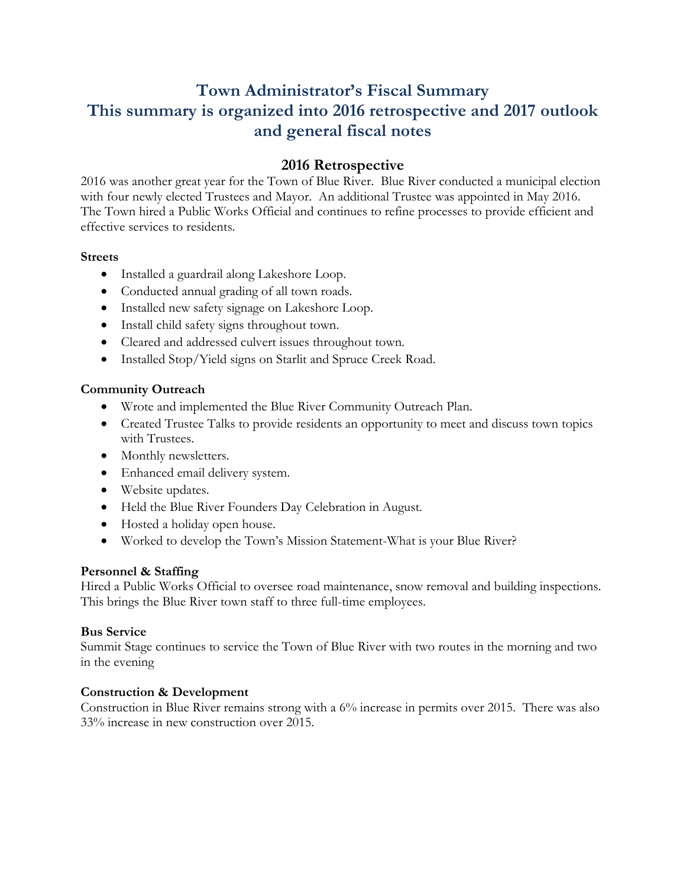# Town Administrator's Fiscal Summary
# This summary is organized into 2016 retrospective and 2017 outlook and general fiscal notes

## 2016 Retrospective

2016 was another great year for the Town of Blue River. Blue River conducted a municipal election with four newly elected Trustees and Mayor. An additional Trustee was appointed in May 2016. The Town hired a Public Works Official and continues to refine processes to provide efficient and effective services to residents.

**Streets**

- Installed a guardrail along Lakeshore Loop.
- Conducted annual grading of all town roads.
- Installed new safety signage on Lakeshore Loop.
- Install child safety signs throughout town.
- Cleared and addressed culvert issues throughout town.
- Installed Stop/Yield signs on Starlit and Spruce Creek Road.

**Community Outreach**

- Wrote and implemented the Blue River Community Outreach Plan.
- Created Trustee Talks to provide residents an opportunity to meet and discuss town topics with Trustees.
- Monthly newsletters.
- Enhanced email delivery system.
- Website updates.
- Held the Blue River Founders Day Celebration in August.
- Hosted a holiday open house.
- Worked to develop the Town's Mission Statement-What is your Blue River?

**Personnel & Staffing**

Hired a Public Works Official to oversee road maintenance, snow removal and building inspections. This brings the Blue River town staff to three full-time employees.

**Bus Service**

Summit Stage continues to service the Town of Blue River with two routes in the morning and two in the evening

**Construction & Development**

Construction in Blue River remains strong with a 6% increase in permits over 2015. There was also 33% increase in new construction over 2015.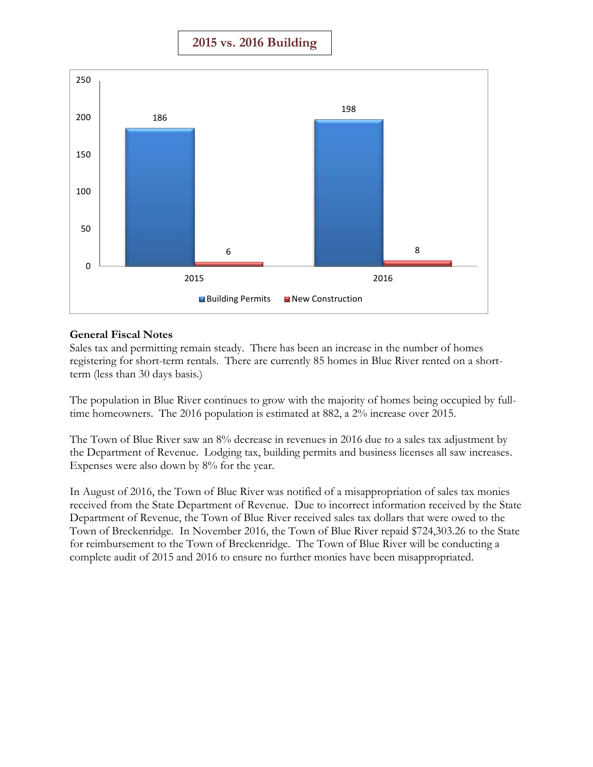## 2015 vs. 2016 Building

| | Building Permits | New Construction |
|---|---|---|
| 2015 | 186 | 6 |
| 2016 | 198 | 8 |

**General Fiscal Notes**

Sales tax and permitting remain steady. There has been an increase in the number of homes registering for short-term rentals. There are currently 85 homes in Blue River rented on a short-term (less than 30 days basis.)

The population in Blue River continues to grow with the majority of homes being occupied by full-time homeowners. The 2016 population is estimated at 882, a 2% increase over 2015.

The Town of Blue River saw an 8% decrease in revenues in 2016 due to a sales tax adjustment by the Department of Revenue. Lodging tax, building permits and business licenses all saw increases. Expenses were also down by 8% for the year.

In August of 2016, the Town of Blue River was notified of a misappropriation of sales tax monies received from the State Department of Revenue. Due to incorrect information received by the State Department of Revenue, the Town of Blue River received sales tax dollars that were owed to the Town of Breckenridge. In November 2016, the Town of Blue River repaid $724,303.26 to the State for reimbursement to the Town of Breckenridge. The Town of Blue River will be conducting a complete audit of 2015 and 2016 to ensure no further monies have been misappropriated.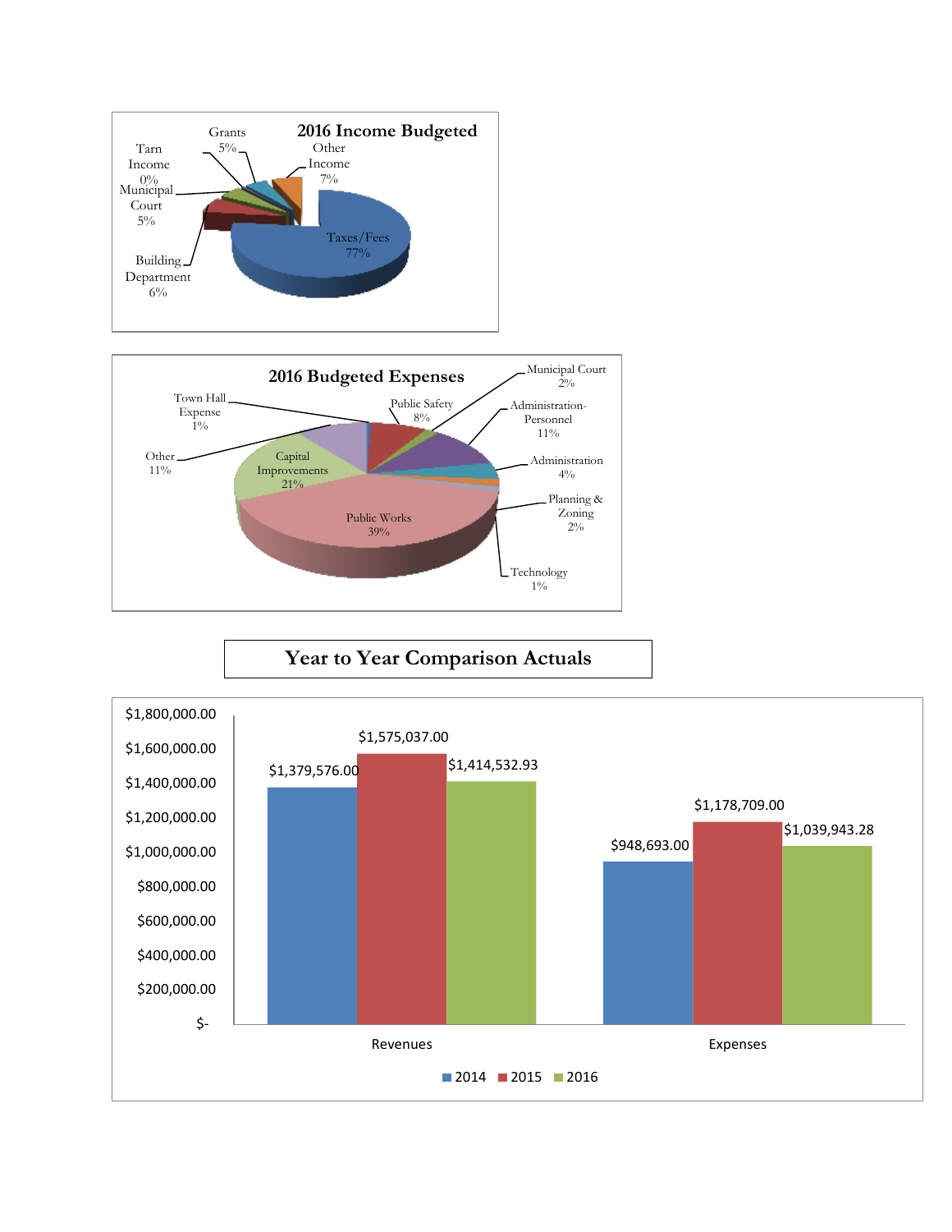## 2016 Income Budgeted

| Category | Percentage |
| --- | --- |
| Taxes/Fees | 77% |
| Other Income | 7% |
| Grants | 5% |
| Tarn Income | 0% |
| Municipal Court | 5% |
| Building Department | 6% |

## 2016 Budgeted Expenses

| Category | Percentage |
| --- | --- |
| Public Works | 39% |
| Capital Improvements | 21% |
| Other | 11% |
| Town Hall Expense | 1% |
| Public Safety | 8% |
| Municipal Court | 2% |
| Administration-Personnel | 11% |
| Administration | 4% |
| Planning & Zoning | 2% |
| Technology | 1% |

## Year to Year Comparison Actuals

| | 2014 | 2015 | 2016 |
| --- | --- | --- | --- |
| Revenues | $1,379,576.00 | $1,575,037.00 | $1,414,532.93 |
| Expenses | $948,693.00 | $1,178,709.00 | $1,039,943.28 |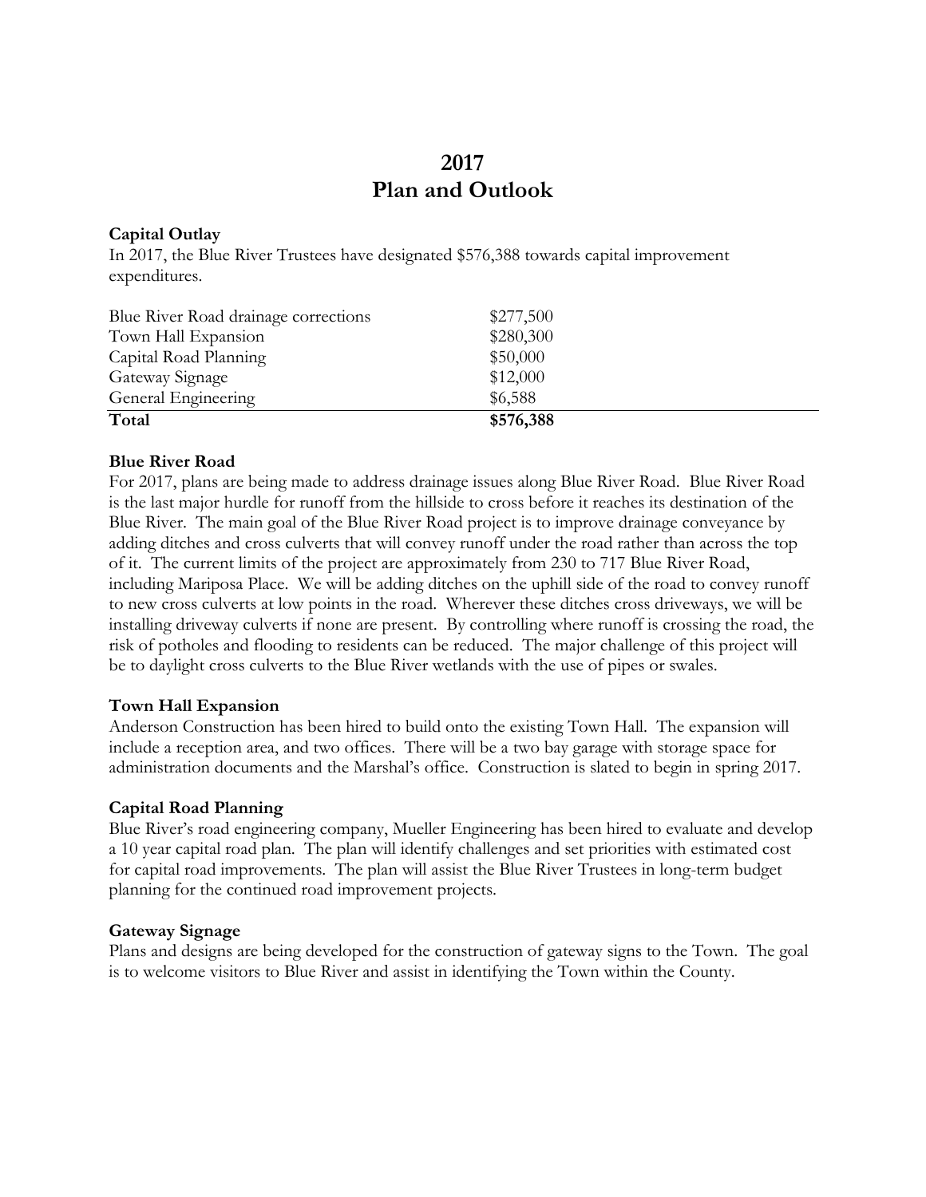# 2017
# Plan and Outlook

### Capital Outlay

In 2017, the Blue River Trustees have designated $576,388 towards capital improvement expenditures.

| | |
|---|---|
| Blue River Road drainage corrections | $277,500 |
| Town Hall Expansion | $280,300 |
| Capital Road Planning | $50,000 |
| Gateway Signage | $12,000 |
| General Engineering | $6,588 |
| **Total** | **$576,388** |

### Blue River Road

For 2017, plans are being made to address drainage issues along Blue River Road. Blue River Road is the last major hurdle for runoff from the hillside to cross before it reaches its destination of the Blue River. The main goal of the Blue River Road project is to improve drainage conveyance by adding ditches and cross culverts that will convey runoff under the road rather than across the top of it. The current limits of the project are approximately from 230 to 717 Blue River Road, including Mariposa Place. We will be adding ditches on the uphill side of the road to convey runoff to new cross culverts at low points in the road. Wherever these ditches cross driveways, we will be installing driveway culverts if none are present. By controlling where runoff is crossing the road, the risk of potholes and flooding to residents can be reduced. The major challenge of this project will be to daylight cross culverts to the Blue River wetlands with the use of pipes or swales.

### Town Hall Expansion

Anderson Construction has been hired to build onto the existing Town Hall. The expansion will include a reception area, and two offices. There will be a two bay garage with storage space for administration documents and the Marshal's office. Construction is slated to begin in spring 2017.

### Capital Road Planning

Blue River's road engineering company, Mueller Engineering has been hired to evaluate and develop a 10 year capital road plan. The plan will identify challenges and set priorities with estimated cost for capital road improvements. The plan will assist the Blue River Trustees in long-term budget planning for the continued road improvement projects.

### Gateway Signage

Plans and designs are being developed for the construction of gateway signs to the Town. The goal is to welcome visitors to Blue River and assist in identifying the Town within the County.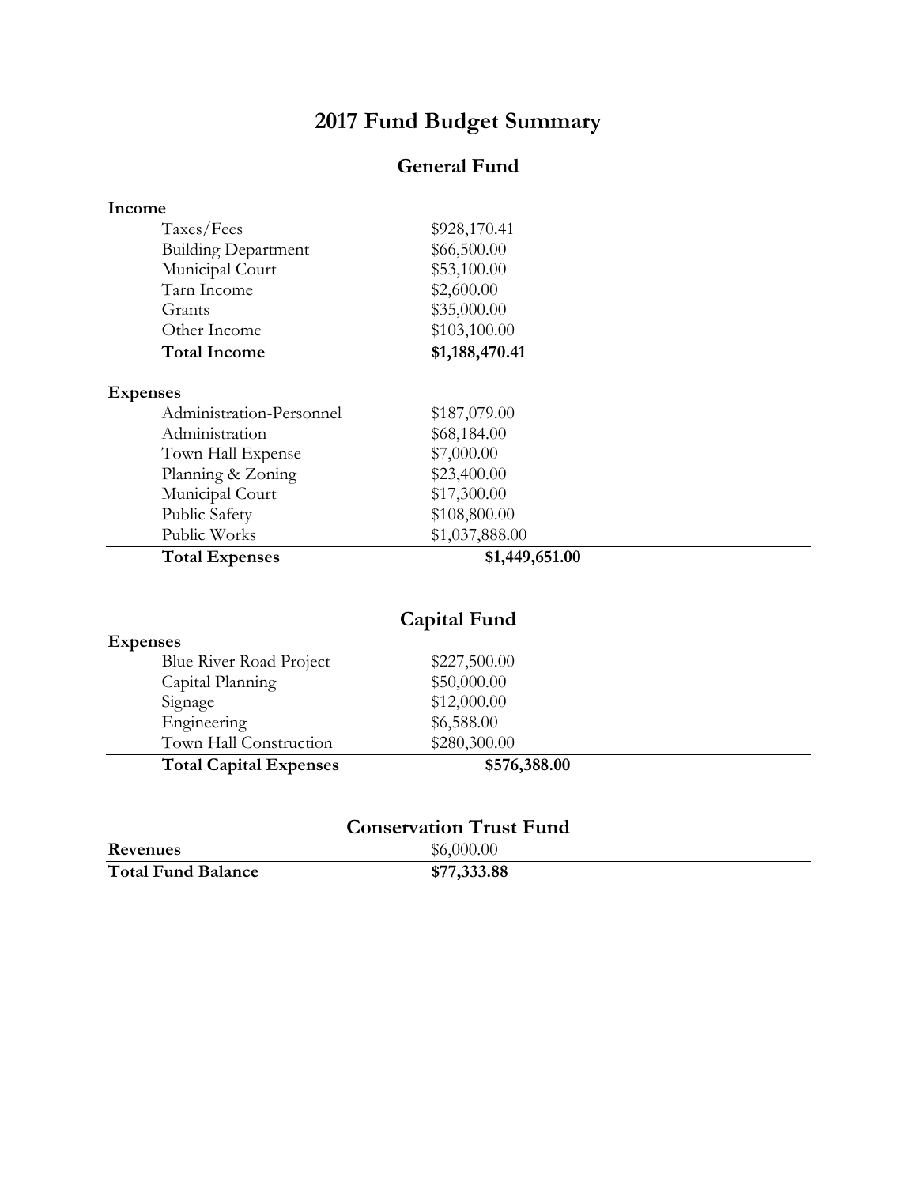# 2017 Fund Budget Summary

## General Fund

| | |
|---|---|
| **Income** | |
| Taxes/Fees | $928,170.41 |
| Building Department | $66,500.00 |
| Municipal Court | $53,100.00 |
| Tarn Income | $2,600.00 |
| Grants | $35,000.00 |
| Other Income | $103,100.00 |
| **Total Income** | **$1,188,470.41** |
| | |
| **Expenses** | |
| Administration-Personnel | $187,079.00 |
| Administration | $68,184.00 |
| Town Hall Expense | $7,000.00 |
| Planning & Zoning | $23,400.00 |
| Municipal Court | $17,300.00 |
| Public Safety | $108,800.00 |
| Public Works | $1,037,888.00 |
| **Total Expenses** | **$1,449,651.00** |

## Capital Fund

| | |
|---|---|
| **Expenses** | |
| Blue River Road Project | $227,500.00 |
| Capital Planning | $50,000.00 |
| Signage | $12,000.00 |
| Engineering | $6,588.00 |
| Town Hall Construction | $280,300.00 |
| **Total Capital Expenses** | **$576,388.00** |

## Conservation Trust Fund

| | |
|---|---|
| **Revenues** | $6,000.00 |
| **Total Fund Balance** | **$77,333.88** |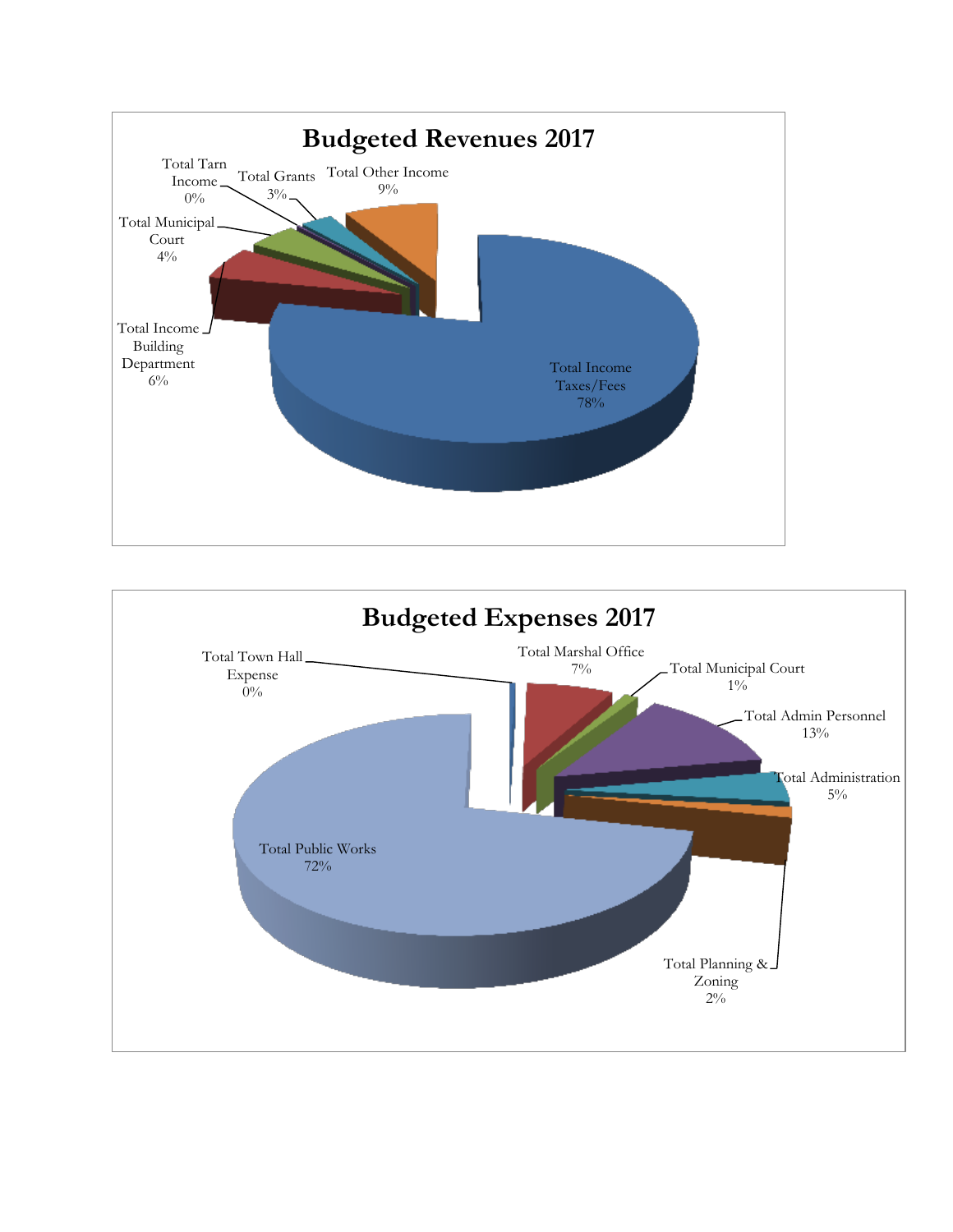## Budgeted Revenues 2017

Total Tarn Income
0%

Total Grants
3%

Total Other Income
9%

Total Municipal Court
4%

Total Income Building Department
6%

Total Income Taxes/Fees
78%

## Budgeted Expenses 2017

Total Town Hall Expense
0%

Total Marshal Office
7%

Total Municipal Court
1%

Total Admin Personnel
13%

Total Administration
5%

Total Public Works
72%

Total Planning & Zoning
2%